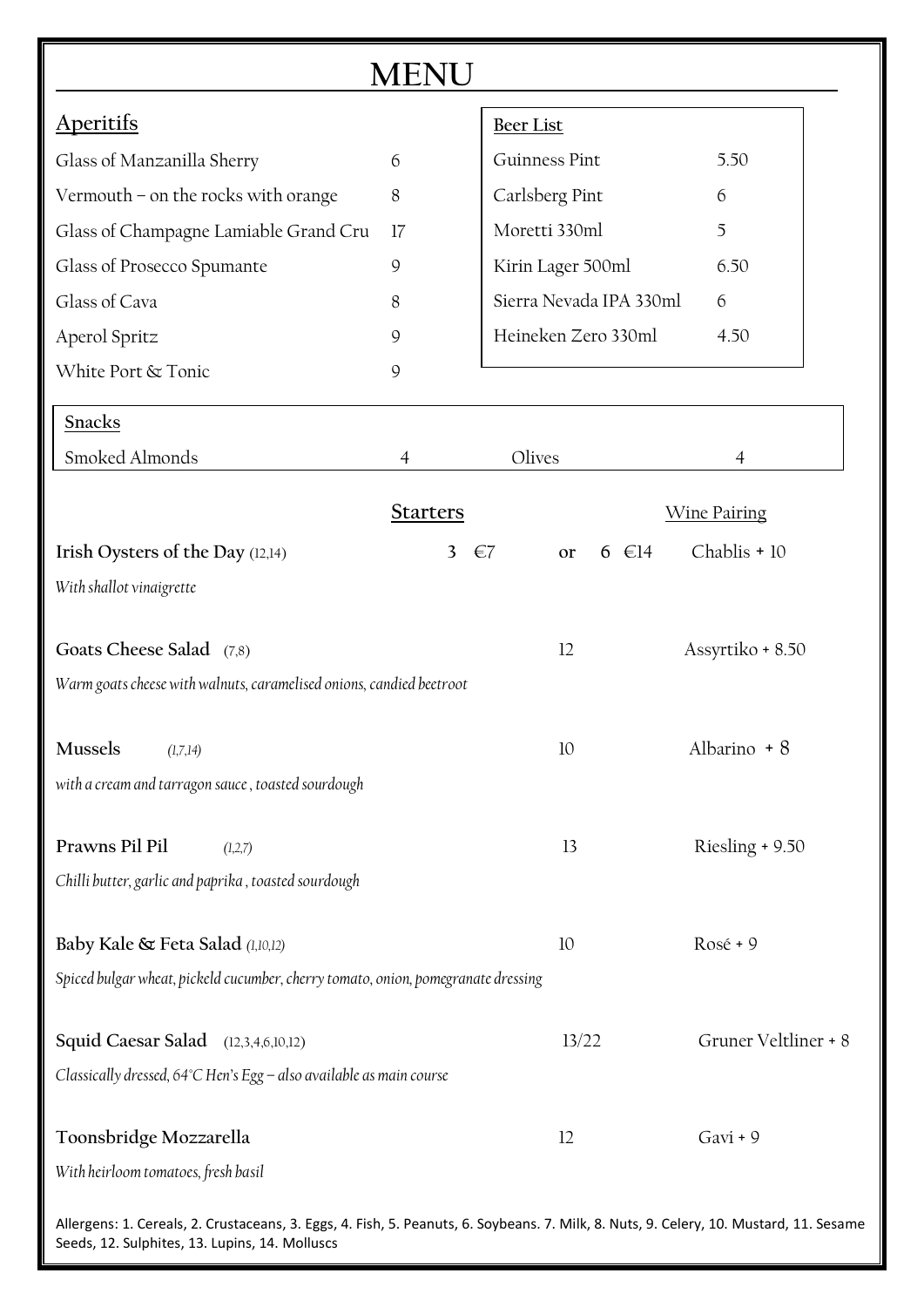# MENU

## Aperitifs

| Aperitifs | |
|---|---|
| Glass of Manzanilla Sherry | 6 |
| Vermouth – on the rocks with orange | 8 |
| Glass of Champagne Lamiable Grand Cru | 17 |
| Glass of Prosecco Spumante | 9 |
| Glass of Cava | 8 |
| Aperol Spritz | 9 |
| White Port & Tonic | 9 |

## Beer List

| Beer List | |
|---|---|
| Guinness Pint | 5.50 |
| Carlsberg Pint | 6 |
| Moretti 330ml | 5 |
| Kirin Lager 500ml | 6.50 |
| Sierra Nevada IPA 330ml | 6 |
| Heineken Zero 330ml | 4.50 |

## Snacks

| Snacks | | | |
|---|---|---|---|
| Smoked Almonds | 4 | Olives | 4 |

## Starters

| Starters | Price | Wine Pairing |
|---|---|---|
| **Irish Oysters of the Day** (12,14)<br>*With shallot vinaigrette* | 3 €7 or 6 €14 | Chablis + 10 |
| **Goats Cheese Salad** (7,8)<br>*Warm goats cheese with walnuts, caramelised onions, candied beetroot* | 12 | Assyrtiko + 8.50 |
| **Mussels** (1,7,14)<br>*with a cream and tarragon sauce , toasted sourdough* | 10 | Albarino + 8 |
| **Prawns Pil Pil** (1,2,7)<br>*Chilli butter, garlic and paprika , toasted sourdough* | 13 | Riesling + 9.50 |
| **Baby Kale & Feta Salad** (1,10,12)<br>*Spiced bulgar wheat, pickeld cucumber, cherry tomato, onion, pomegranate dressing* | 10 | Rosé + 9 |
| **Squid Caesar Salad** (12,3,4,6,10,12)<br>*Classically dressed, 64°C Hen's Egg – also available as main course* | 13/22 | Gruner Veltliner + 8 |
| **Toonsbridge Mozzarella**<br>*With heirloom tomatoes, fresh basil* | 12 | Gavi + 9 |

Allergens: 1. Cereals, 2. Crustaceans, 3. Eggs, 4. Fish, 5. Peanuts, 6. Soybeans. 7. Milk, 8. Nuts, 9. Celery, 10. Mustard, 11. Sesame Seeds, 12. Sulphites, 13. Lupins, 14. Molluscs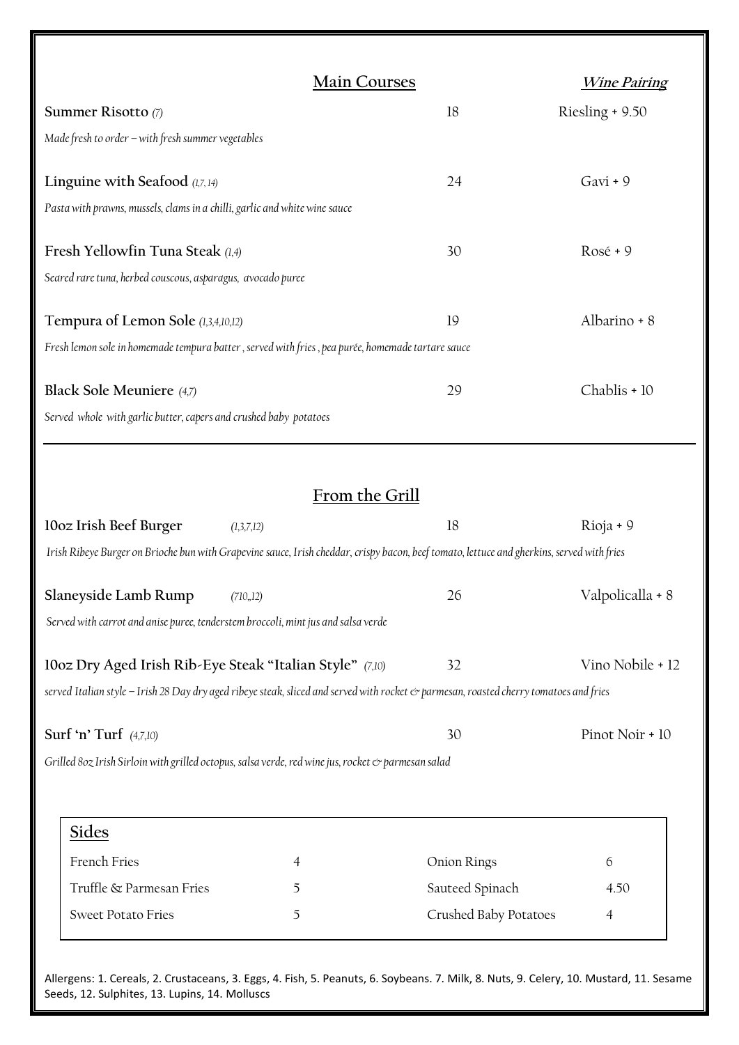## Main Courses

| | | Wine Pairing |
|---|---|---|
| **Summer Risotto** *(7)* | 18 | Riesling + 9.50 |
| *Made fresh to order – with fresh summer vegetables* | | |
| **Linguine with Seafood** *(1,7, 14)* | 24 | Gavi + 9 |
| *Pasta with prawns, mussels, clams in a chilli, garlic and white wine sauce* | | |
| **Fresh Yellowfin Tuna Steak** *(1,4)* | 30 | Rosé + 9 |
| *Seared rare tuna, herbed couscous, asparagus, avocado puree* | | |
| **Tempura of Lemon Sole** *(1,3,4,10,12)* | 19 | Albarino + 8 |
| *Fresh lemon sole in homemade tempura batter , served with fries , pea purée, homemade tartare sauce* | | |
| **Black Sole Meuniere** *(4,7)* | 29 | Chablis + 10 |
| *Served whole with garlic butter, capers and crushed baby potatoes* | | |

## From the Grill

| | | |
|---|---|---|
| **10oz Irish Beef Burger** *(1,3,7,12)* | 18 | Rioja + 9 |
| *Irish Ribeye Burger on Brioche bun with Grapevine sauce, Irish cheddar, crispy bacon, beef tomato, lettuce and gherkins, served with fries* | | |
| **Slaneyside Lamb Rump** *(710,,12)* | 26 | Valpolicalla + 8 |
| *Served with carrot and anise puree, tenderstem broccoli, mint jus and salsa verde* | | |
| **10oz Dry Aged Irish Rib-Eye Steak "Italian Style"** *(7,10)* | 32 | Vino Nobile + 12 |
| *served Italian style – Irish 28 Day dry aged ribeye steak, sliced and served with rocket & parmesan, roasted cherry tomatoes and fries* | | |
| **Surf 'n' Turf** *(4,7,10)* | 30 | Pinot Noir + 10 |
| *Grilled 8oz Irish Sirloin with grilled octopus, salsa verde, red wine jus, rocket & parmesan salad* | | |

### Sides

| | | | |
|---|---|---|---|
| French Fries | 4 | Onion Rings | 6 |
| Truffle & Parmesan Fries | 5 | Sauteed Spinach | 4.50 |
| Sweet Potato Fries | 5 | Crushed Baby Potatoes | 4 |

Allergens: 1. Cereals, 2. Crustaceans, 3. Eggs, 4. Fish, 5. Peanuts, 6. Soybeans. 7. Milk, 8. Nuts, 9. Celery, 10. Mustard, 11. Sesame Seeds, 12. Sulphites, 13. Lupins, 14. Molluscs